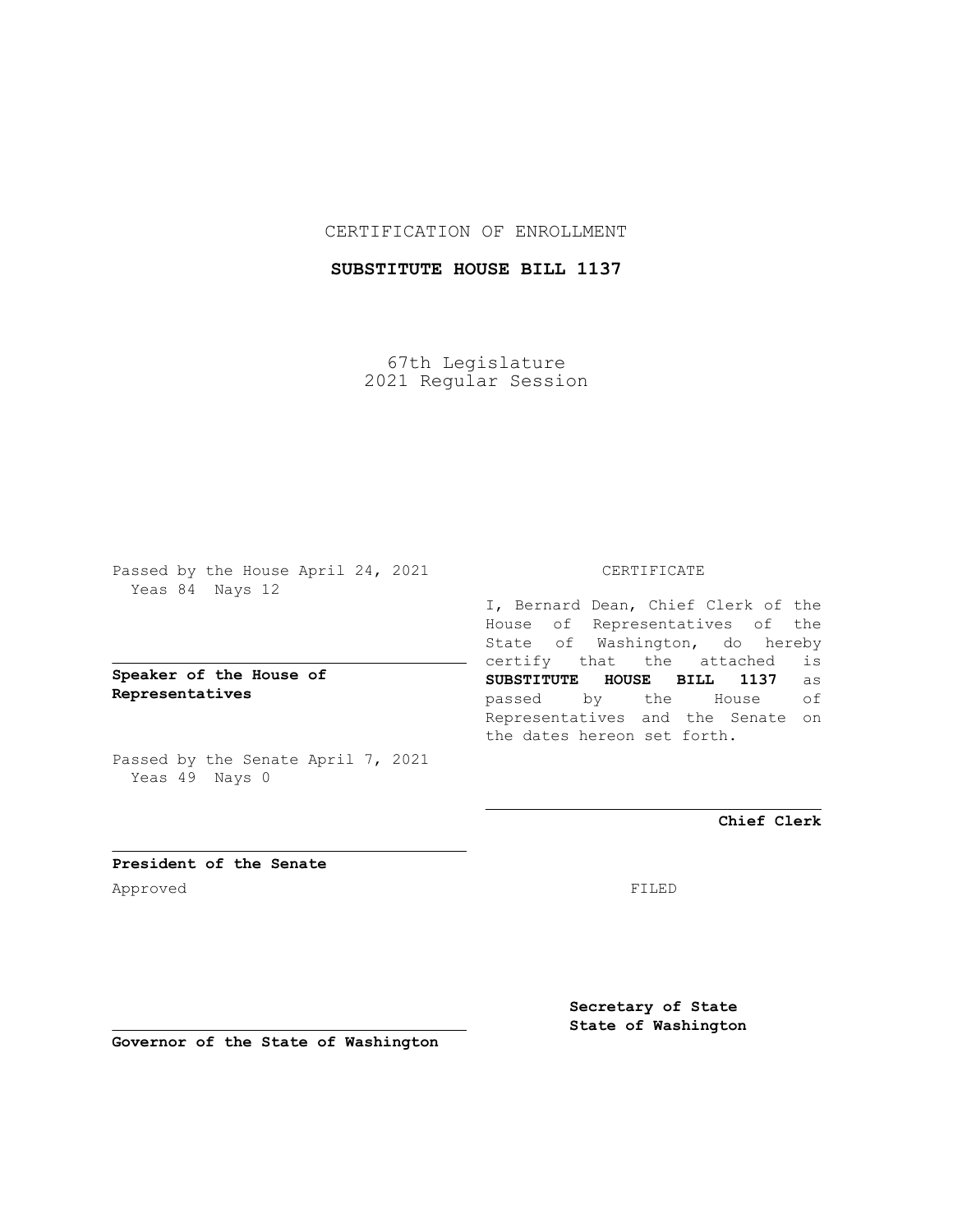CERTIFICATION OF ENROLLMENT

**SUBSTITUTE HOUSE BILL 1137**

67th Legislature
2021 Regular Session

Passed by the House April 24, 2021
Yeas 84 Nays 12

**Speaker of the House of Representatives**

Passed by the Senate April 7, 2021
Yeas 49 Nays 0

**President of the Senate**

Approved

**Governor of the State of Washington**

CERTIFICATE

I, Bernard Dean, Chief Clerk of the House of Representatives of the State of Washington, do hereby certify that the attached is **SUBSTITUTE HOUSE BILL 1137** as passed by the House of Representatives and the Senate on the dates hereon set forth.

**Chief Clerk**

FILED

**Secretary of State**
**State of Washington**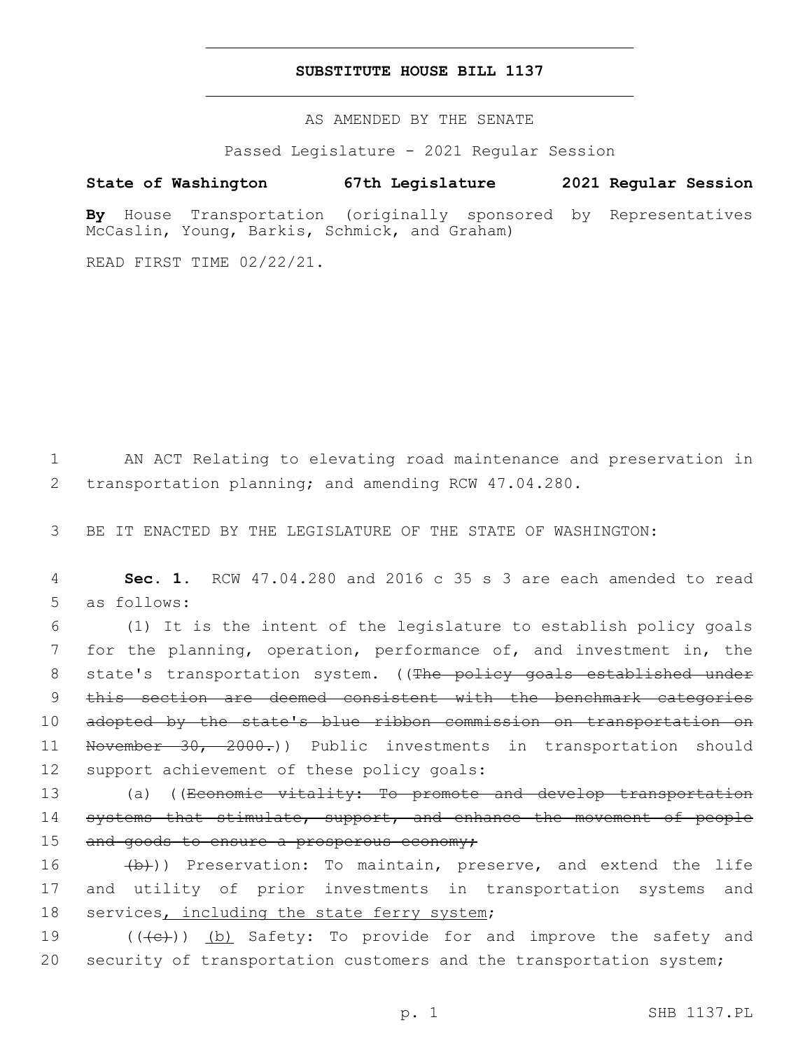# SUBSTITUTE HOUSE BILL 1137

AS AMENDED BY THE SENATE

Passed Legislature - 2021 Regular Session

**State of Washington 67th Legislature 2021 Regular Session**

**By** House Transportation (originally sponsored by Representatives McCaslin, Young, Barkis, Schmick, and Graham)

READ FIRST TIME 02/22/21.

AN ACT Relating to elevating road maintenance and preservation in transportation planning; and amending RCW 47.04.280.

BE IT ENACTED BY THE LEGISLATURE OF THE STATE OF WASHINGTON:

**Sec. 1.** RCW 47.04.280 and 2016 c 35 s 3 are each amended to read as follows:

(1) It is the intent of the legislature to establish policy goals for the planning, operation, performance of, and investment in, the state's transportation system. ((~~The policy goals established under this section are deemed consistent with the benchmark categories adopted by the state's blue ribbon commission on transportation on November 30, 2000.~~)) Public investments in transportation should support achievement of these policy goals:

(a) ((~~Economic vitality: To promote and develop transportation systems that stimulate, support, and enhance the movement of people and goods to ensure a prosperous economy;~~

~~(b)~~)) Preservation: To maintain, preserve, and extend the life and utility of prior investments in transportation systems and services<u>, including the state ferry system</u>;

((~~(c)~~)) <u>(b)</u> Safety: To provide for and improve the safety and security of transportation customers and the transportation system;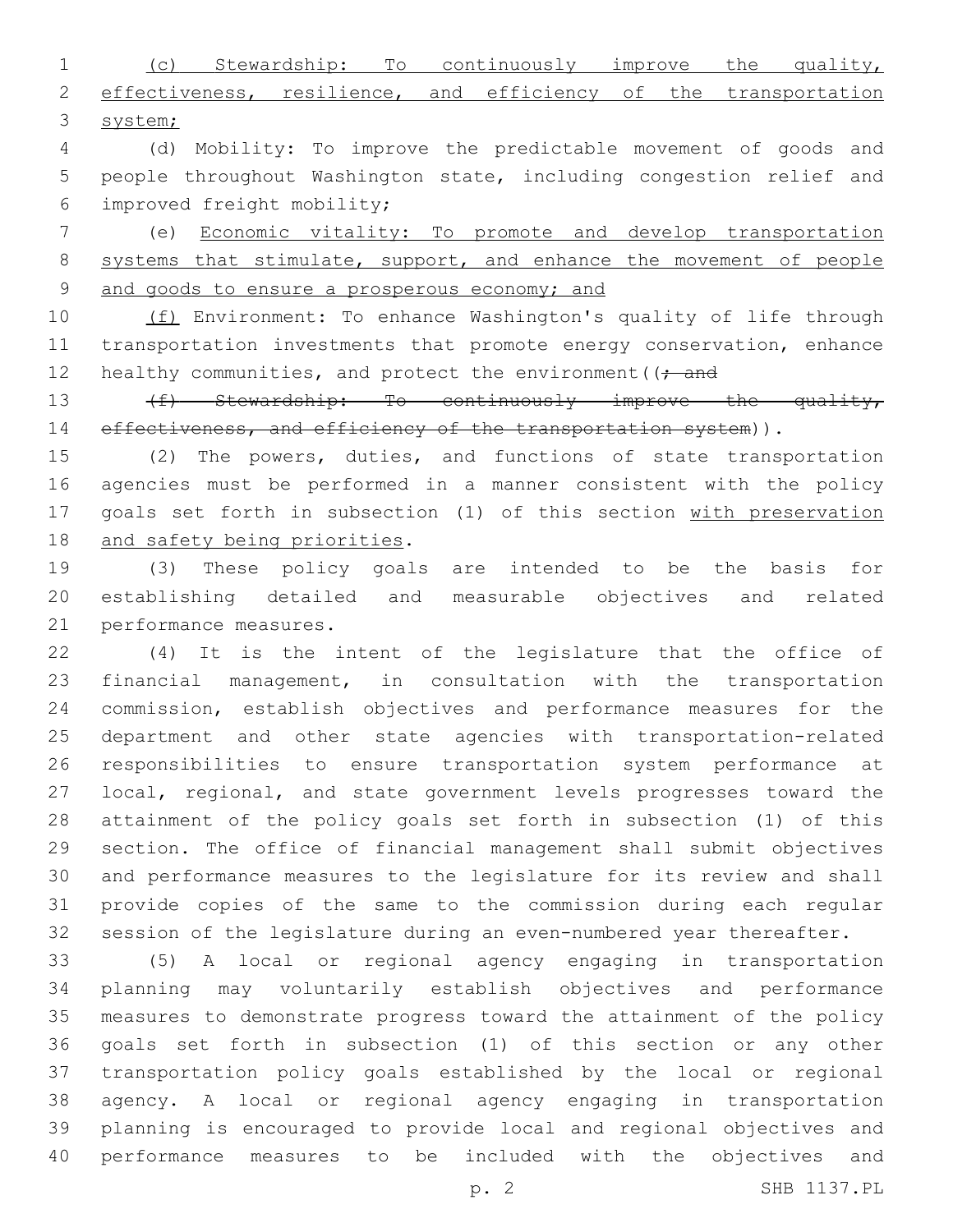(c) Stewardship: To continuously improve the quality, effectiveness, resilience, and efficiency of the transportation system;

(d) Mobility: To improve the predictable movement of goods and people throughout Washington state, including congestion relief and improved freight mobility;

(e) Economic vitality: To promote and develop transportation systems that stimulate, support, and enhance the movement of people and goods to ensure a prosperous economy; and

(f) Environment: To enhance Washington's quality of life through transportation investments that promote energy conservation, enhance healthy communities, and protect the environment((~~; and~~

~~(f) Stewardship: To continuously improve the quality, effectiveness, and efficiency of the transportation system~~)).

(2) The powers, duties, and functions of state transportation agencies must be performed in a manner consistent with the policy goals set forth in subsection (1) of this section with preservation and safety being priorities.

(3) These policy goals are intended to be the basis for establishing detailed and measurable objectives and related performance measures.

(4) It is the intent of the legislature that the office of financial management, in consultation with the transportation commission, establish objectives and performance measures for the department and other state agencies with transportation-related responsibilities to ensure transportation system performance at local, regional, and state government levels progresses toward the attainment of the policy goals set forth in subsection (1) of this section. The office of financial management shall submit objectives and performance measures to the legislature for its review and shall provide copies of the same to the commission during each regular session of the legislature during an even-numbered year thereafter.

(5) A local or regional agency engaging in transportation planning may voluntarily establish objectives and performance measures to demonstrate progress toward the attainment of the policy goals set forth in subsection (1) of this section or any other transportation policy goals established by the local or regional agency. A local or regional agency engaging in transportation planning is encouraged to provide local and regional objectives and performance measures to be included with the objectives and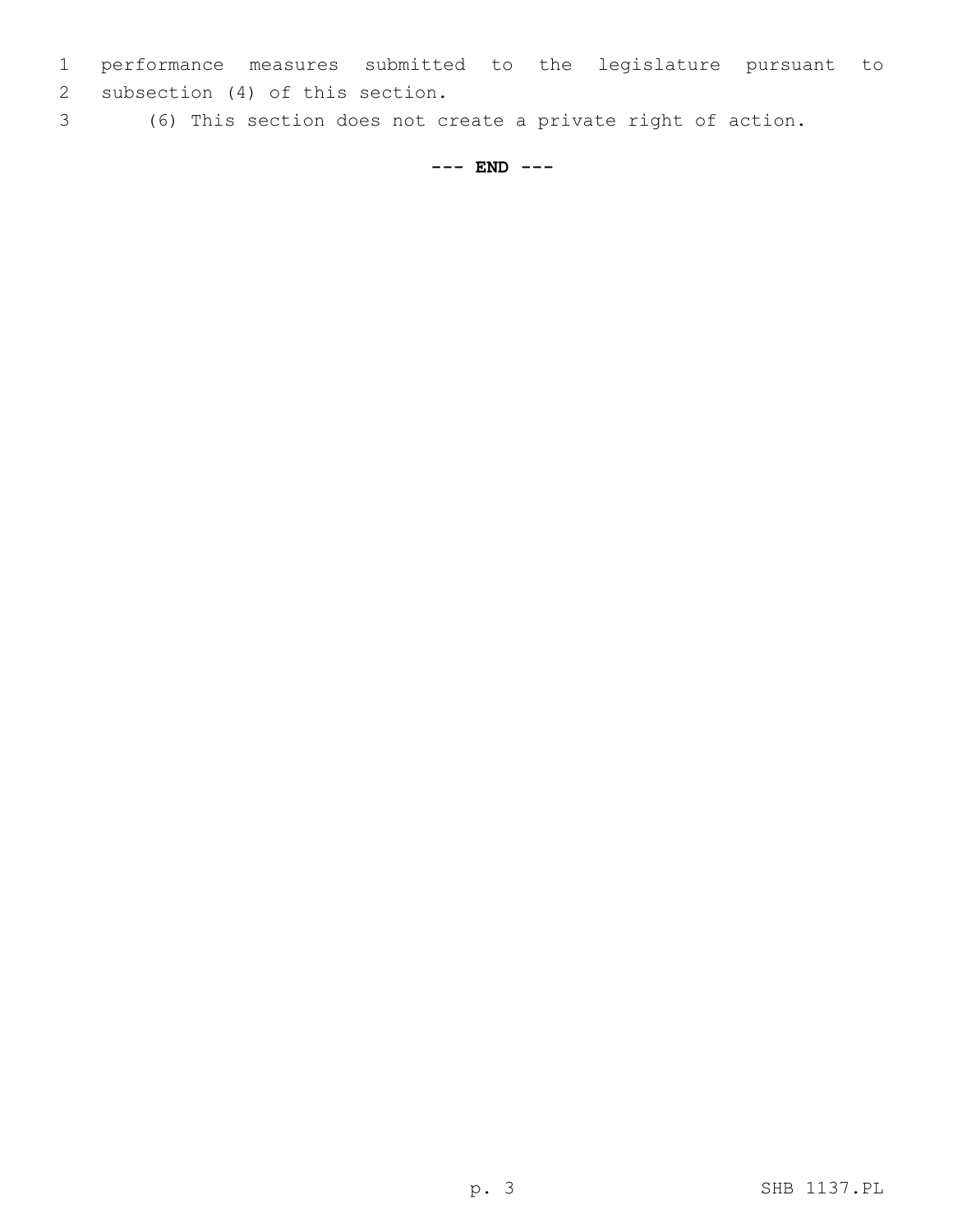performance measures submitted to the legislature pursuant to subsection (4) of this section.

(6) This section does not create a private right of action.

**--- END ---**